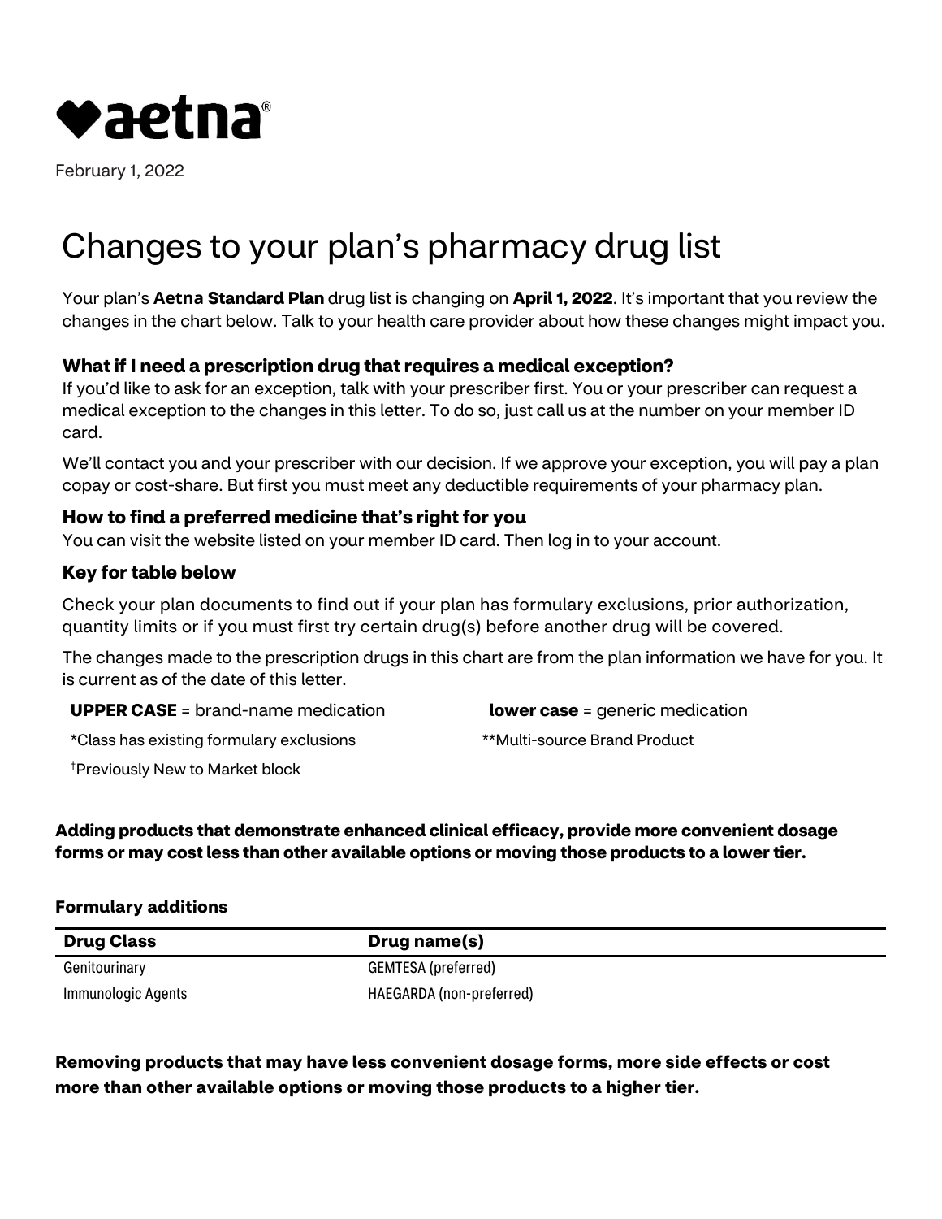♥aetna®

February 1, 2022

# Changes to your plan's pharmacy drug list

Your plan's **Aetna Standard Plan** drug list is changing on **April 1, 2022**. It's important that you review the changes in the chart below. Talk to your health care provider about how these changes might impact you.

### What if I need a prescription drug that requires a medical exception?

If you'd like to ask for an exception, talk with your prescriber first. You or your prescriber can request a medical exception to the changes in this letter. To do so, just call us at the number on your member ID card.

We'll contact you and your prescriber with our decision. If we approve your exception, you will pay a plan copay or cost-share. But first you must meet any deductible requirements of your pharmacy plan.

### How to find a preferred medicine that's right for you

You can visit the website listed on your member ID card. Then log in to your account.

### Key for table below

Check your plan documents to find out if your plan has formulary exclusions, prior authorization, quantity limits or if you must first try certain drug(s) before another drug will be covered.

The changes made to the prescription drugs in this chart are from the plan information we have for you. It is current as of the date of this letter.

**UPPER CASE** = brand-name medication

**lower case** = generic medication

*Class has existing formulary exclusions

**Multi-source Brand Product

†Previously New to Market block

**Adding products that demonstrate enhanced clinical efficacy, provide more convenient dosage forms or may cost less than other available options or moving those products to a lower tier.**

**Formulary additions**

| Drug Class | Drug name(s) |
| --- | --- |
| Genitourinary | GEMTESA (preferred) |
| Immunologic Agents | HAEGARDA (non-preferred) |

**Removing products that may have less convenient dosage forms, more side effects or cost more than other available options or moving those products to a higher tier.**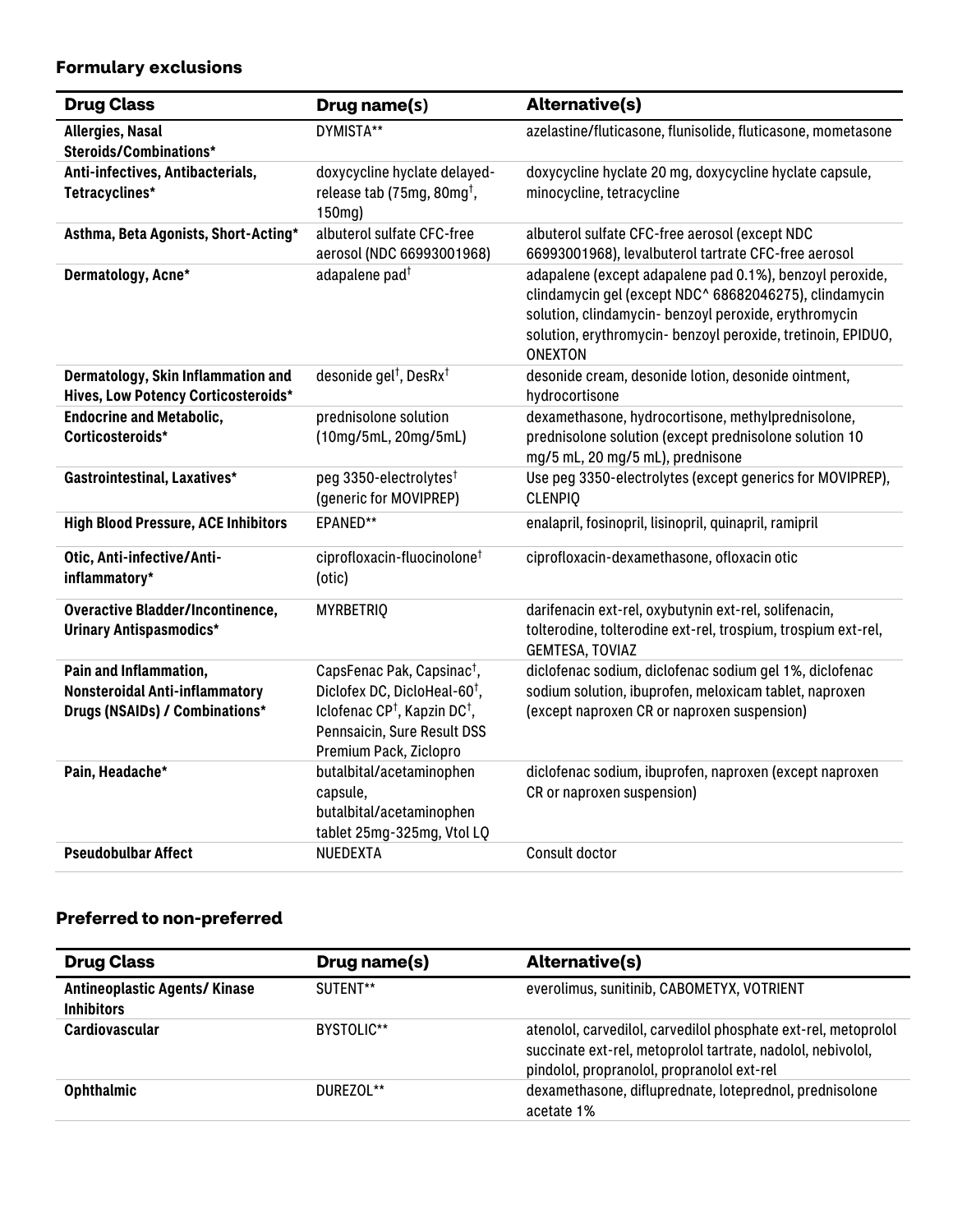## Formulary exclusions

| Drug Class | Drug name(s) | Alternative(s) |
|---|---|---|
| **Allergies, Nasal Steroids/Combinations*** | DYMISTA** | azelastine/fluticasone, flunisolide, fluticasone, mometasone |
| **Anti-infectives, Antibacterials, Tetracyclines*** | doxycycline hyclate delayed-release tab (75mg, 80mg†, 150mg) | doxycycline hyclate 20 mg, doxycycline hyclate capsule, minocycline, tetracycline |
| **Asthma, Beta Agonists, Short-Acting*** | albuterol sulfate CFC-free aerosol (NDC 66993001968) | albuterol sulfate CFC-free aerosol (except NDC 66993001968), levalbuterol tartrate CFC-free aerosol |
| **Dermatology, Acne*** | adapalene pad† | adapalene (except adapalene pad 0.1%), benzoyl peroxide, clindamycin gel (except NDC^ 68682046275), clindamycin solution, clindamycin- benzoyl peroxide, erythromycin solution, erythromycin- benzoyl peroxide, tretinoin, EPIDUO, ONEXTON |
| **Dermatology, Skin Inflammation and Hives, Low Potency Corticosteroids*** | desonide gel†, DesRx† | desonide cream, desonide lotion, desonide ointment, hydrocortisone |
| **Endocrine and Metabolic, Corticosteroids*** | prednisolone solution (10mg/5mL, 20mg/5mL) | dexamethasone, hydrocortisone, methylprednisolone, prednisolone solution (except prednisolone solution 10 mg/5 mL, 20 mg/5 mL), prednisone |
| **Gastrointestinal, Laxatives*** | peg 3350-electrolytes† (generic for MOVIPREP) | Use peg 3350-electrolytes (except generics for MOVIPREP), CLENPIQ |
| **High Blood Pressure, ACE Inhibitors** | EPANED** | enalapril, fosinopril, lisinopril, quinapril, ramipril |
| **Otic, Anti-infective/Anti-inflammatory*** | ciprofloxacin-fluocinolone† (otic) | ciprofloxacin-dexamethasone, ofloxacin otic |
| **Overactive Bladder/Incontinence, Urinary Antispasmodics*** | MYRBETRIQ | darifenacin ext-rel, oxybutynin ext-rel, solifenacin, tolterodine, tolterodine ext-rel, trospium, trospium ext-rel, GEMTESA, TOVIAZ |
| **Pain and Inflammation, Nonsteroidal Anti-inflammatory Drugs (NSAIDs) / Combinations*** | CapsFenac Pak, Capsinac†, Diclofex DC, DicloHeal-60†, Iclofenac CP†, Kapzin DC†, Pennsaicin, Sure Result DSS Premium Pack, Ziclopro | diclofenac sodium, diclofenac sodium gel 1%, diclofenac sodium solution, ibuprofen, meloxicam tablet, naproxen (except naproxen CR or naproxen suspension) |
| **Pain, Headache*** | butalbital/acetaminophen capsule, butalbital/acetaminophen tablet 25mg-325mg, Vtol LQ | diclofenac sodium, ibuprofen, naproxen (except naproxen CR or naproxen suspension) |
| **Pseudobulbar Affect** | NUEDEXTA | Consult doctor |

## Preferred to non-preferred

| Drug Class | Drug name(s) | Alternative(s) |
|---|---|---|
| **Antineoplastic Agents/ Kinase Inhibitors** | SUTENT** | everolimus, sunitinib, CABOMETYX, VOTRIENT |
| **Cardiovascular** | BYSTOLIC** | atenolol, carvedilol, carvedilol phosphate ext-rel, metoprolol succinate ext-rel, metoprolol tartrate, nadolol, nebivolol, pindolol, propranolol, propranolol ext-rel |
| **Ophthalmic** | DUREZOL** | dexamethasone, difluprednate, loteprednol, prednisolone acetate 1% |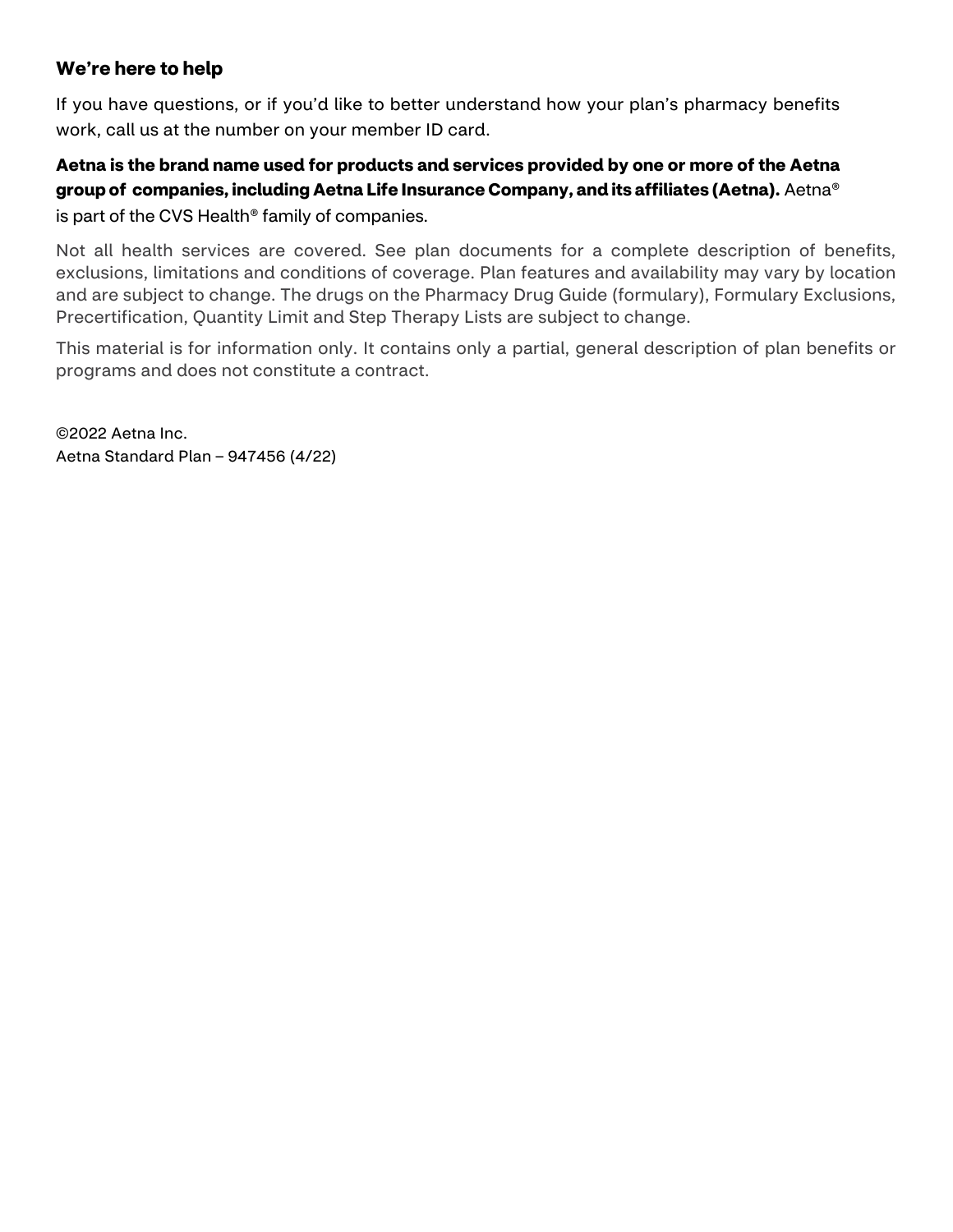### We're here to help

If you have questions, or if you'd like to better understand how your plan's pharmacy benefits work, call us at the number on your member ID card.

**Aetna is the brand name used for products and services provided by one or more of the Aetna group of companies, including Aetna Life Insurance Company, and its affiliates (Aetna).** Aetna® is part of the CVS Health® family of companies.

Not all health services are covered. See plan documents for a complete description of benefits, exclusions, limitations and conditions of coverage. Plan features and availability may vary by location and are subject to change. The drugs on the Pharmacy Drug Guide (formulary), Formulary Exclusions, Precertification, Quantity Limit and Step Therapy Lists are subject to change.

This material is for information only. It contains only a partial, general description of plan benefits or programs and does not constitute a contract.

©2022 Aetna Inc.
Aetna Standard Plan – 947456 (4/22)